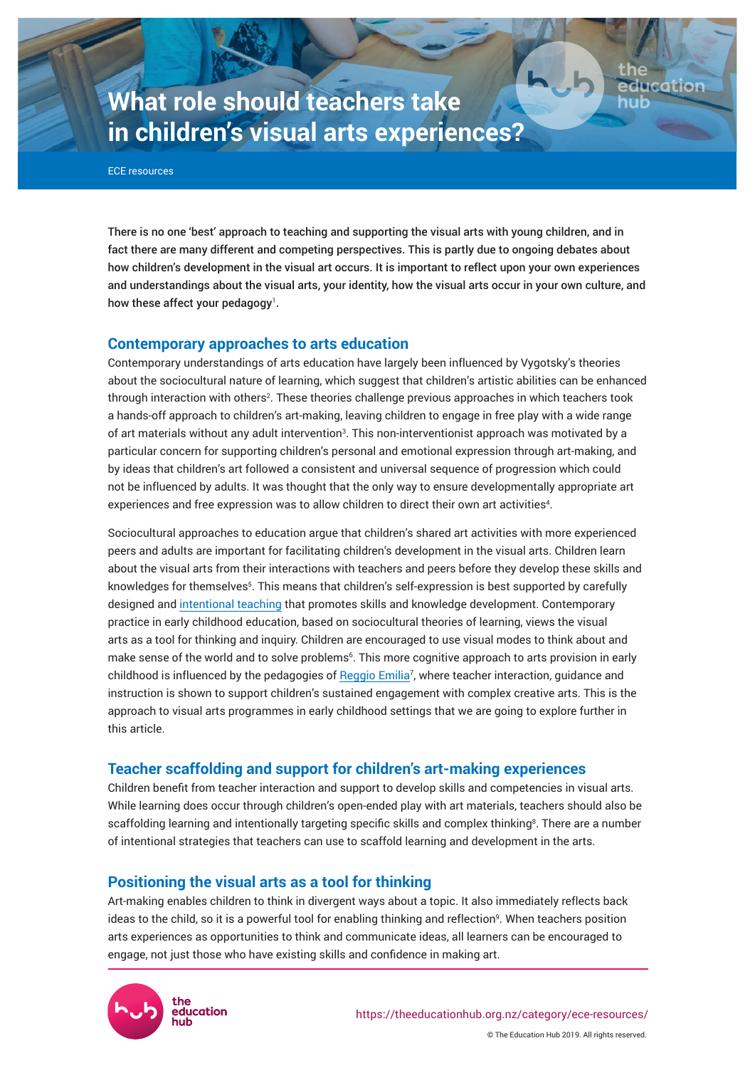# What role should teachers take in children's visual arts experiences?

ECE resources

There is no one 'best' approach to teaching and supporting the visual arts with young children, and in fact there are many different and competing perspectives. This is partly due to ongoing debates about how children's development in the visual art occurs. It is important to reflect upon your own experiences and understandings about the visual arts, your identity, how the visual arts occur in your own culture, and how these affect your pedagogy[1].

## Contemporary approaches to arts education

Contemporary understandings of arts education have largely been influenced by Vygotsky's theories about the sociocultural nature of learning, which suggest that children's artistic abilities can be enhanced through interaction with others[2]. These theories challenge previous approaches in which teachers took a hands-off approach to children's art-making, leaving children to engage in free play with a wide range of art materials without any adult intervention[3]. This non-interventionist approach was motivated by a particular concern for supporting children's personal and emotional expression through art-making, and by ideas that children's art followed a consistent and universal sequence of progression which could not be influenced by adults. It was thought that the only way to ensure developmentally appropriate art experiences and free expression was to allow children to direct their own art activities[4].

Sociocultural approaches to education argue that children's shared art activities with more experienced peers and adults are important for facilitating children's development in the visual arts. Children learn about the visual arts from their interactions with teachers and peers before they develop these skills and knowledges for themselves[5]. This means that children's self-expression is best supported by carefully designed and intentional teaching that promotes skills and knowledge development. Contemporary practice in early childhood education, based on sociocultural theories of learning, views the visual arts as a tool for thinking and inquiry. Children are encouraged to use visual modes to think about and make sense of the world and to solve problems[6]. This more cognitive approach to arts provision in early childhood is influenced by the pedagogies of Reggio Emilia[7], where teacher interaction, guidance and instruction is shown to support children's sustained engagement with complex creative arts. This is the approach to visual arts programmes in early childhood settings that we are going to explore further in this article.

## Teacher scaffolding and support for children's art-making experiences

Children benefit from teacher interaction and support to develop skills and competencies in visual arts. While learning does occur through children's open-ended play with art materials, teachers should also be scaffolding learning and intentionally targeting specific skills and complex thinking[8]. There are a number of intentional strategies that teachers can use to scaffold learning and development in the arts.

## Positioning the visual arts as a tool for thinking

Art-making enables children to think in divergent ways about a topic. It also immediately reflects back ideas to the child, so it is a powerful tool for enabling thinking and reflection[9]. When teachers position arts experiences as opportunities to think and communicate ideas, all learners can be encouraged to engage, not just those who have existing skills and confidence in making art.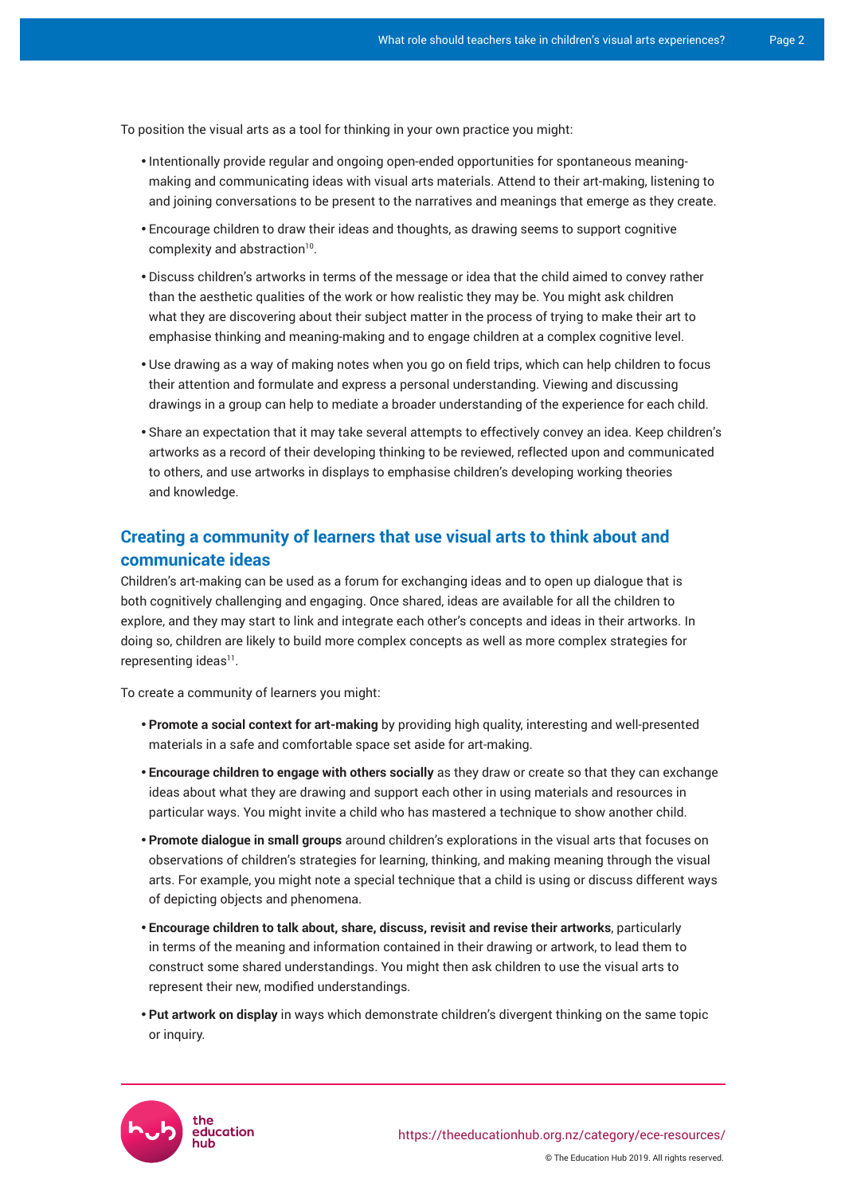To position the visual arts as a tool for thinking in your own practice you might:

- Intentionally provide regular and ongoing open-ended opportunities for spontaneous meaning-making and communicating ideas with visual arts materials. Attend to their art-making, listening to and joining conversations to be present to the narratives and meanings that emerge as they create.
- Encourage children to draw their ideas and thoughts, as drawing seems to support cognitive complexity and abstraction[10].
- Discuss children's artworks in terms of the message or idea that the child aimed to convey rather than the aesthetic qualities of the work or how realistic they may be. You might ask children what they are discovering about their subject matter in the process of trying to make their art to emphasise thinking and meaning-making and to engage children at a complex cognitive level.
- Use drawing as a way of making notes when you go on field trips, which can help children to focus their attention and formulate and express a personal understanding. Viewing and discussing drawings in a group can help to mediate a broader understanding of the experience for each child.
- Share an expectation that it may take several attempts to effectively convey an idea. Keep children's artworks as a record of their developing thinking to be reviewed, reflected upon and communicated to others, and use artworks in displays to emphasise children's developing working theories and knowledge.

## Creating a community of learners that use visual arts to think about and communicate ideas

Children's art-making can be used as a forum for exchanging ideas and to open up dialogue that is both cognitively challenging and engaging. Once shared, ideas are available for all the children to explore, and they may start to link and integrate each other's concepts and ideas in their artworks. In doing so, children are likely to build more complex concepts as well as more complex strategies for representing ideas[11].

To create a community of learners you might:

- **Promote a social context for art-making** by providing high quality, interesting and well-presented materials in a safe and comfortable space set aside for art-making.
- **Encourage children to engage with others socially** as they draw or create so that they can exchange ideas about what they are drawing and support each other in using materials and resources in particular ways. You might invite a child who has mastered a technique to show another child.
- **Promote dialogue in small groups** around children's explorations in the visual arts that focuses on observations of children's strategies for learning, thinking, and making meaning through the visual arts. For example, you might note a special technique that a child is using or discuss different ways of depicting objects and phenomena.
- **Encourage children to talk about, share, discuss, revisit and revise their artworks**, particularly in terms of the meaning and information contained in their drawing or artwork, to lead them to construct some shared understandings. You might then ask children to use the visual arts to represent their new, modified understandings.
- **Put artwork on display** in ways which demonstrate children's divergent thinking on the same topic or inquiry.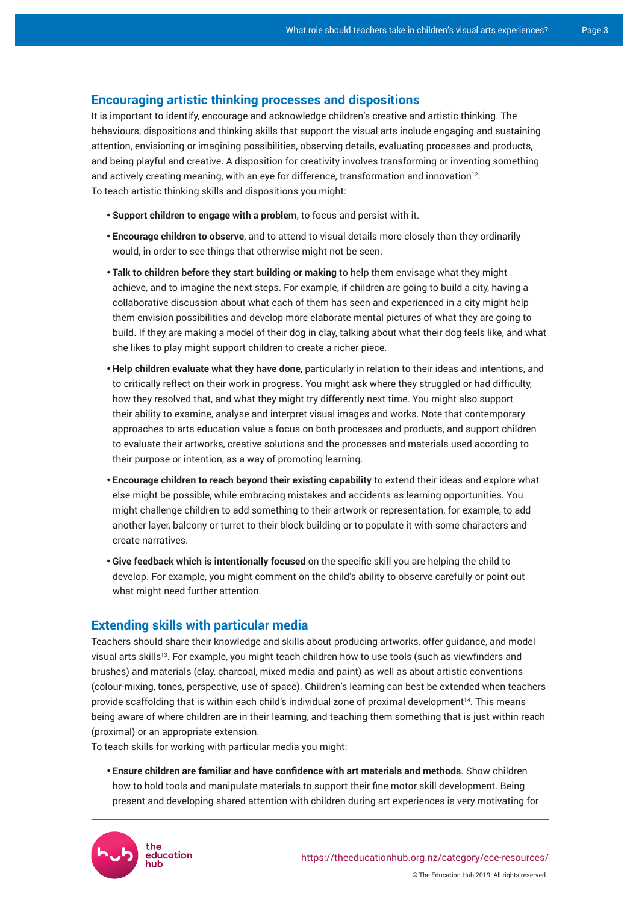## Encouraging artistic thinking processes and dispositions

It is important to identify, encourage and acknowledge children's creative and artistic thinking. The behaviours, dispositions and thinking skills that support the visual arts include engaging and sustaining attention, envisioning or imagining possibilities, observing details, evaluating processes and products, and being playful and creative. A disposition for creativity involves transforming or inventing something and actively creating meaning, with an eye for difference, transformation and innovation[12].
To teach artistic thinking skills and dispositions you might:

- **Support children to engage with a problem**, to focus and persist with it.
- **Encourage children to observe**, and to attend to visual details more closely than they ordinarily would, in order to see things that otherwise might not be seen.
- **Talk to children before they start building or making** to help them envisage what they might achieve, and to imagine the next steps. For example, if children are going to build a city, having a collaborative discussion about what each of them has seen and experienced in a city might help them envision possibilities and develop more elaborate mental pictures of what they are going to build. If they are making a model of their dog in clay, talking about what their dog feels like, and what she likes to play might support children to create a richer piece.
- **Help children evaluate what they have done**, particularly in relation to their ideas and intentions, and to critically reflect on their work in progress. You might ask where they struggled or had difficulty, how they resolved that, and what they might try differently next time. You might also support their ability to examine, analyse and interpret visual images and works. Note that contemporary approaches to arts education value a focus on both processes and products, and support children to evaluate their artworks, creative solutions and the processes and materials used according to their purpose or intention, as a way of promoting learning.
- **Encourage children to reach beyond their existing capability** to extend their ideas and explore what else might be possible, while embracing mistakes and accidents as learning opportunities. You might challenge children to add something to their artwork or representation, for example, to add another layer, balcony or turret to their block building or to populate it with some characters and create narratives.
- **Give feedback which is intentionally focused** on the specific skill you are helping the child to develop. For example, you might comment on the child's ability to observe carefully or point out what might need further attention.

## Extending skills with particular media

Teachers should share their knowledge and skills about producing artworks, offer guidance, and model visual arts skills[13]. For example, you might teach children how to use tools (such as viewfinders and brushes) and materials (clay, charcoal, mixed media and paint) as well as about artistic conventions (colour-mixing, tones, perspective, use of space). Children's learning can best be extended when teachers provide scaffolding that is within each child's individual zone of proximal development[14]. This means being aware of where children are in their learning, and teaching them something that is just within reach (proximal) or an appropriate extension.
To teach skills for working with particular media you might:

- **Ensure children are familiar and have confidence with art materials and methods**. Show children how to hold tools and manipulate materials to support their fine motor skill development. Being present and developing shared attention with children during art experiences is very motivating for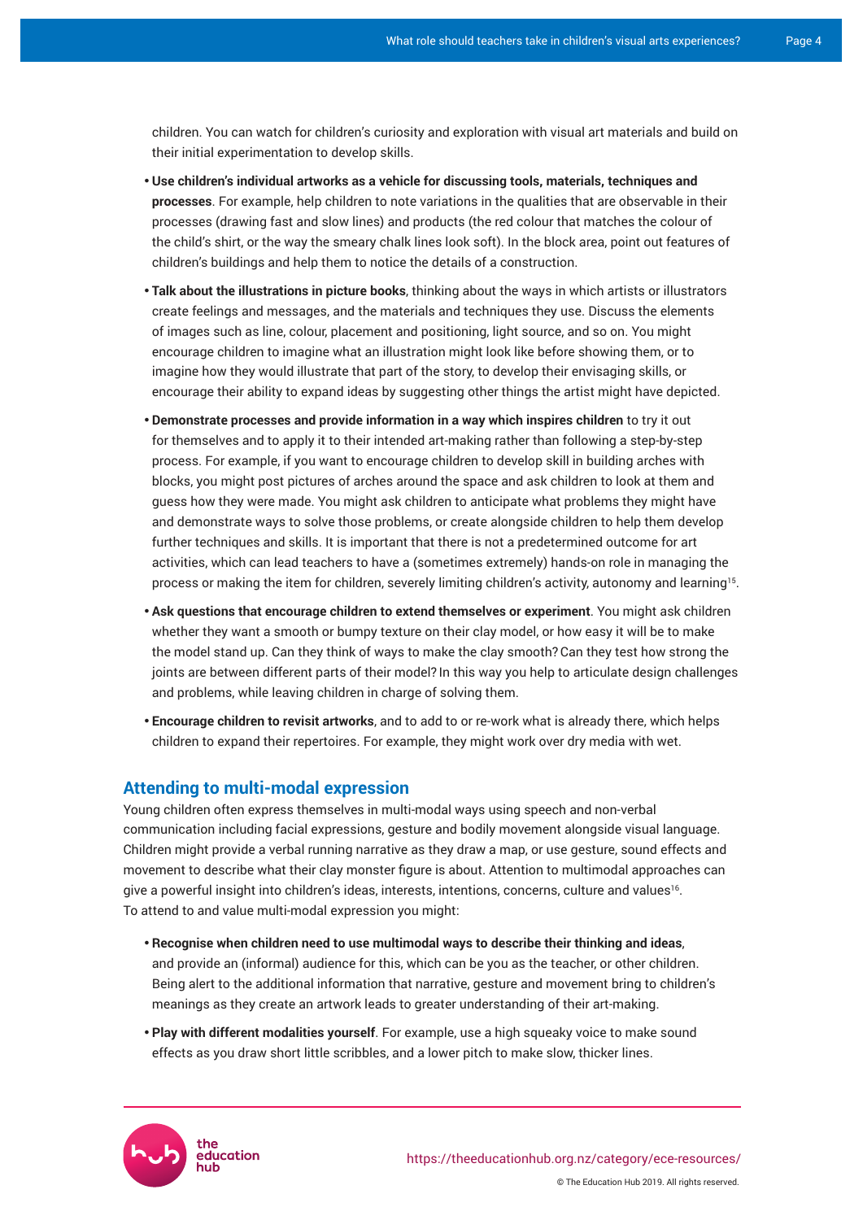children. You can watch for children's curiosity and exploration with visual art materials and build on their initial experimentation to develop skills.

- **Use children's individual artworks as a vehicle for discussing tools, materials, techniques and processes**. For example, help children to note variations in the qualities that are observable in their processes (drawing fast and slow lines) and products (the red colour that matches the colour of the child's shirt, or the way the smeary chalk lines look soft). In the block area, point out features of children's buildings and help them to notice the details of a construction.
- **Talk about the illustrations in picture books**, thinking about the ways in which artists or illustrators create feelings and messages, and the materials and techniques they use. Discuss the elements of images such as line, colour, placement and positioning, light source, and so on. You might encourage children to imagine what an illustration might look like before showing them, or to imagine how they would illustrate that part of the story, to develop their envisaging skills, or encourage their ability to expand ideas by suggesting other things the artist might have depicted.
- **Demonstrate processes and provide information in a way which inspires children** to try it out for themselves and to apply it to their intended art-making rather than following a step-by-step process. For example, if you want to encourage children to develop skill in building arches with blocks, you might post pictures of arches around the space and ask children to look at them and guess how they were made. You might ask children to anticipate what problems they might have and demonstrate ways to solve those problems, or create alongside children to help them develop further techniques and skills. It is important that there is not a predetermined outcome for art activities, which can lead teachers to have a (sometimes extremely) hands-on role in managing the process or making the item for children, severely limiting children's activity, autonomy and learning[15].
- **Ask questions that encourage children to extend themselves or experiment**. You might ask children whether they want a smooth or bumpy texture on their clay model, or how easy it will be to make the model stand up. Can they think of ways to make the clay smooth? Can they test how strong the joints are between different parts of their model? In this way you help to articulate design challenges and problems, while leaving children in charge of solving them.
- **Encourage children to revisit artworks**, and to add to or re-work what is already there, which helps children to expand their repertoires. For example, they might work over dry media with wet.

## Attending to multi-modal expression

Young children often express themselves in multi-modal ways using speech and non-verbal communication including facial expressions, gesture and bodily movement alongside visual language. Children might provide a verbal running narrative as they draw a map, or use gesture, sound effects and movement to describe what their clay monster figure is about. Attention to multimodal approaches can give a powerful insight into children's ideas, interests, intentions, concerns, culture and values[16]. To attend to and value multi-modal expression you might:

- **Recognise when children need to use multimodal ways to describe their thinking and ideas**, and provide an (informal) audience for this, which can be you as the teacher, or other children. Being alert to the additional information that narrative, gesture and movement bring to children's meanings as they create an artwork leads to greater understanding of their art-making.
- **Play with different modalities yourself**. For example, use a high squeaky voice to make sound effects as you draw short little scribbles, and a lower pitch to make slow, thicker lines.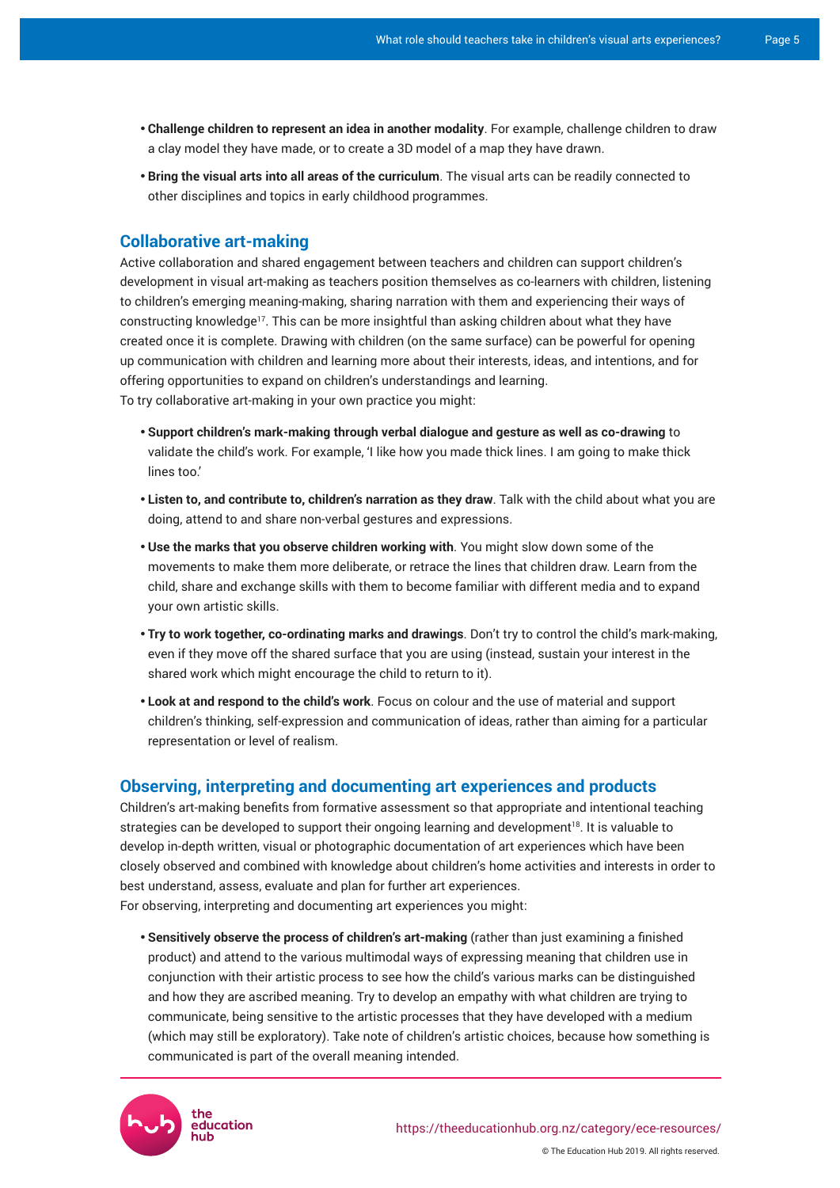- **Challenge children to represent an idea in another modality**. For example, challenge children to draw a clay model they have made, or to create a 3D model of a map they have drawn.
- **Bring the visual arts into all areas of the curriculum**. The visual arts can be readily connected to other disciplines and topics in early childhood programmes.

## Collaborative art-making

Active collaboration and shared engagement between teachers and children can support children's development in visual art-making as teachers position themselves as co-learners with children, listening to children's emerging meaning-making, sharing narration with them and experiencing their ways of constructing knowledge[17]. This can be more insightful than asking children about what they have created once it is complete. Drawing with children (on the same surface) can be powerful for opening up communication with children and learning more about their interests, ideas, and intentions, and for offering opportunities to expand on children's understandings and learning.

To try collaborative art-making in your own practice you might:

- **Support children's mark-making through verbal dialogue and gesture as well as co-drawing** to validate the child's work. For example, 'I like how you made thick lines. I am going to make thick lines too.'
- **Listen to, and contribute to, children's narration as they draw**. Talk with the child about what you are doing, attend to and share non-verbal gestures and expressions.
- **Use the marks that you observe children working with**. You might slow down some of the movements to make them more deliberate, or retrace the lines that children draw. Learn from the child, share and exchange skills with them to become familiar with different media and to expand your own artistic skills.
- **Try to work together, co-ordinating marks and drawings**. Don't try to control the child's mark-making, even if they move off the shared surface that you are using (instead, sustain your interest in the shared work which might encourage the child to return to it).
- **Look at and respond to the child's work**. Focus on colour and the use of material and support children's thinking, self-expression and communication of ideas, rather than aiming for a particular representation or level of realism.

## Observing, interpreting and documenting art experiences and products

Children's art-making benefits from formative assessment so that appropriate and intentional teaching strategies can be developed to support their ongoing learning and development[18]. It is valuable to develop in-depth written, visual or photographic documentation of art experiences which have been closely observed and combined with knowledge about children's home activities and interests in order to best understand, assess, evaluate and plan for further art experiences.

For observing, interpreting and documenting art experiences you might:

- **Sensitively observe the process of children's art-making** (rather than just examining a finished product) and attend to the various multimodal ways of expressing meaning that children use in conjunction with their artistic process to see how the child's various marks can be distinguished and how they are ascribed meaning. Try to develop an empathy with what children are trying to communicate, being sensitive to the artistic processes that they have developed with a medium (which may still be exploratory). Take note of children's artistic choices, because how something is communicated is part of the overall meaning intended.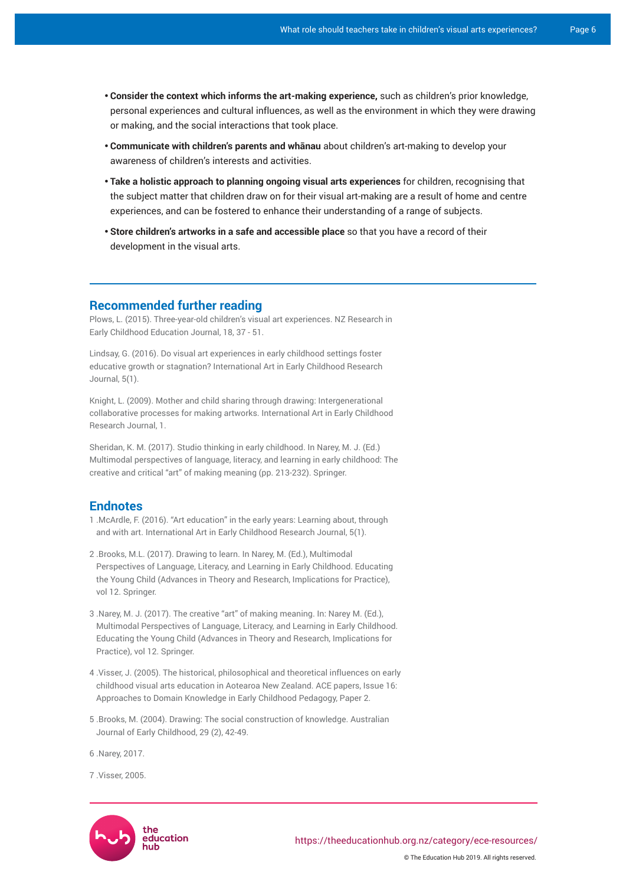- **Consider the context which informs the art-making experience,** such as children's prior knowledge, personal experiences and cultural influences, as well as the environment in which they were drawing or making, and the social interactions that took place.
- **Communicate with children's parents and whānau** about children's art-making to develop your awareness of children's interests and activities.
- **Take a holistic approach to planning ongoing visual arts experiences** for children, recognising that the subject matter that children draw on for their visual art-making are a result of home and centre experiences, and can be fostered to enhance their understanding of a range of subjects.
- **Store children's artworks in a safe and accessible place** so that you have a record of their development in the visual arts.

## Recommended further reading

Plows, L. (2015). Three-year-old children's visual art experiences. NZ Research in Early Childhood Education Journal, 18, 37 - 51.

Lindsay, G. (2016). Do visual art experiences in early childhood settings foster educative growth or stagnation? International Art in Early Childhood Research Journal, 5(1).

Knight, L. (2009). Mother and child sharing through drawing: Intergenerational collaborative processes for making artworks. International Art in Early Childhood Research Journal, 1.

Sheridan, K. M. (2017). Studio thinking in early childhood. In Narey, M. J. (Ed.) Multimodal perspectives of language, literacy, and learning in early childhood: The creative and critical "art" of making meaning (pp. 213-232). Springer.

## Endnotes

1 .McArdle, F. (2016). "Art education" in the early years: Learning about, through and with art. International Art in Early Childhood Research Journal, 5(1).

2 .Brooks, M.L. (2017). Drawing to learn. In Narey, M. (Ed.), Multimodal Perspectives of Language, Literacy, and Learning in Early Childhood. Educating the Young Child (Advances in Theory and Research, Implications for Practice), vol 12. Springer.

3 .Narey, M. J. (2017). The creative "art" of making meaning. In: Narey M. (Ed.), Multimodal Perspectives of Language, Literacy, and Learning in Early Childhood. Educating the Young Child (Advances in Theory and Research, Implications for Practice), vol 12. Springer.

4 .Visser, J. (2005). The historical, philosophical and theoretical influences on early childhood visual arts education in Aotearoa New Zealand. ACE papers, Issue 16: Approaches to Domain Knowledge in Early Childhood Pedagogy, Paper 2.

5 .Brooks, M. (2004). Drawing: The social construction of knowledge. Australian Journal of Early Childhood, 29 (2), 42-49.

6 .Narey, 2017.

7 .Visser, 2005.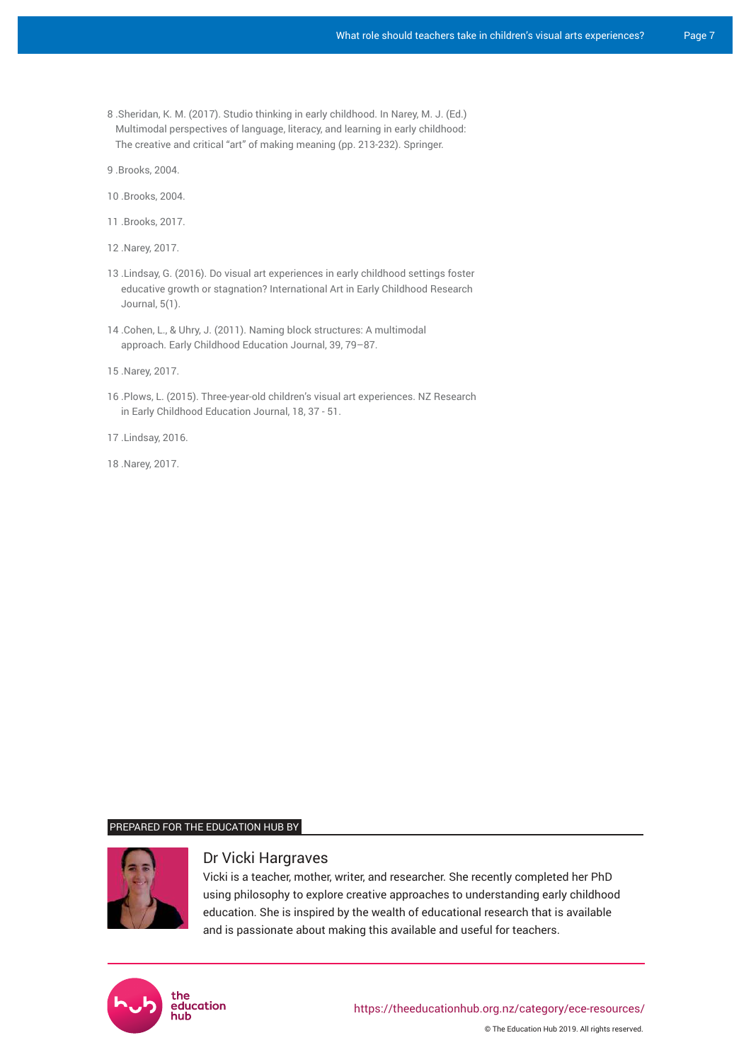8 .Sheridan, K. M. (2017). Studio thinking in early childhood. In Narey, M. J. (Ed.) Multimodal perspectives of language, literacy, and learning in early childhood: The creative and critical "art" of making meaning (pp. 213-232). Springer.

9 .Brooks, 2004.

10 .Brooks, 2004.

11 .Brooks, 2017.

12 .Narey, 2017.

13 .Lindsay, G. (2016). Do visual art experiences in early childhood settings foster educative growth or stagnation? International Art in Early Childhood Research Journal, 5(1).

14 .Cohen, L., & Uhry, J. (2011). Naming block structures: A multimodal approach. Early Childhood Education Journal, 39, 79–87.

15 .Narey, 2017.

16 .Plows, L. (2015). Three-year-old children's visual art experiences. NZ Research in Early Childhood Education Journal, 18, 37 - 51.

17 .Lindsay, 2016.

18 .Narey, 2017.

PREPARED FOR THE EDUCATION HUB BY

## Dr Vicki Hargraves

Vicki is a teacher, mother, writer, and researcher. She recently completed her PhD using philosophy to explore creative approaches to understanding early childhood education. She is inspired by the wealth of educational research that is available and is passionate about making this available and useful for teachers.

the education hub

https://theeducationhub.org.nz/category/ece-resources/

© The Education Hub 2019. All rights reserved.